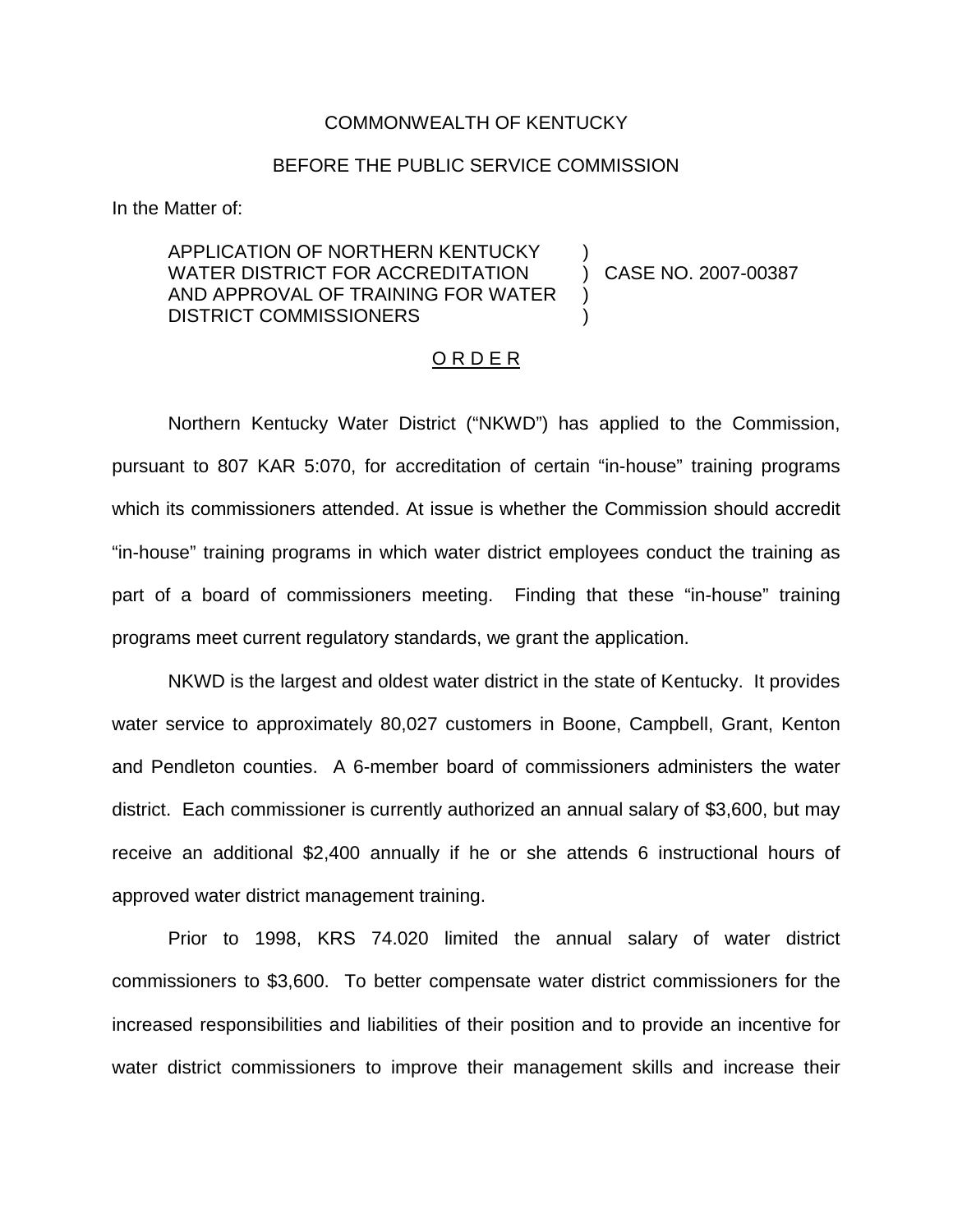COMMONWEALTH OF KENTUCKY

BEFORE THE PUBLIC SERVICE COMMISSION

In the Matter of:

| | | |
|---|---|---|
| APPLICATION OF NORTHERN KENTUCKY WATER DISTRICT FOR ACCREDITATION AND APPROVAL OF TRAINING FOR WATER DISTRICT COMMISSIONERS | ) ) ) ) | CASE NO. 2007-00387 |

O R D E R

Northern Kentucky Water District ("NKWD") has applied to the Commission, pursuant to 807 KAR 5:070, for accreditation of certain "in-house" training programs which its commissioners attended. At issue is whether the Commission should accredit "in-house" training programs in which water district employees conduct the training as part of a board of commissioners meeting. Finding that these "in-house" training programs meet current regulatory standards, we grant the application.

NKWD is the largest and oldest water district in the state of Kentucky. It provides water service to approximately 80,027 customers in Boone, Campbell, Grant, Kenton and Pendleton counties. A 6-member board of commissioners administers the water district. Each commissioner is currently authorized an annual salary of $3,600, but may receive an additional $2,400 annually if he or she attends 6 instructional hours of approved water district management training.

Prior to 1998, KRS 74.020 limited the annual salary of water district commissioners to $3,600. To better compensate water district commissioners for the increased responsibilities and liabilities of their position and to provide an incentive for water district commissioners to improve their management skills and increase their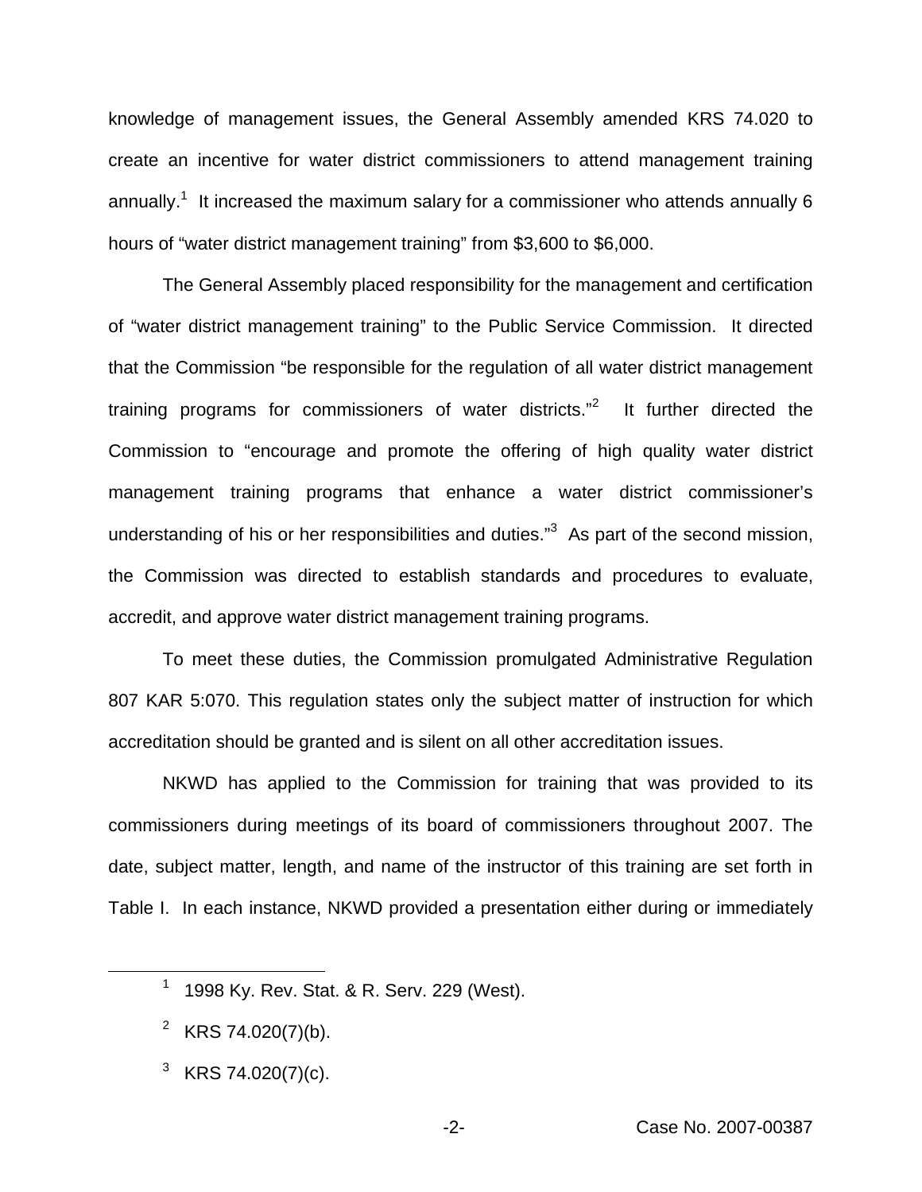knowledge of management issues, the General Assembly amended KRS 74.020 to create an incentive for water district commissioners to attend management training annually.[1] It increased the maximum salary for a commissioner who attends annually 6 hours of "water district management training" from $3,600 to $6,000.

The General Assembly placed responsibility for the management and certification of "water district management training" to the Public Service Commission. It directed that the Commission "be responsible for the regulation of all water district management training programs for commissioners of water districts."[2] It further directed the Commission to "encourage and promote the offering of high quality water district management training programs that enhance a water district commissioner's understanding of his or her responsibilities and duties."[3] As part of the second mission, the Commission was directed to establish standards and procedures to evaluate, accredit, and approve water district management training programs.

To meet these duties, the Commission promulgated Administrative Regulation 807 KAR 5:070. This regulation states only the subject matter of instruction for which accreditation should be granted and is silent on all other accreditation issues.

NKWD has applied to the Commission for training that was provided to its commissioners during meetings of its board of commissioners throughout 2007. The date, subject matter, length, and name of the instructor of this training are set forth in Table I. In each instance, NKWD provided a presentation either during or immediately

---

[1] 1998 Ky. Rev. Stat. & R. Serv. 229 (West).

[2] KRS 74.020(7)(b).

[3] KRS 74.020(7)(c).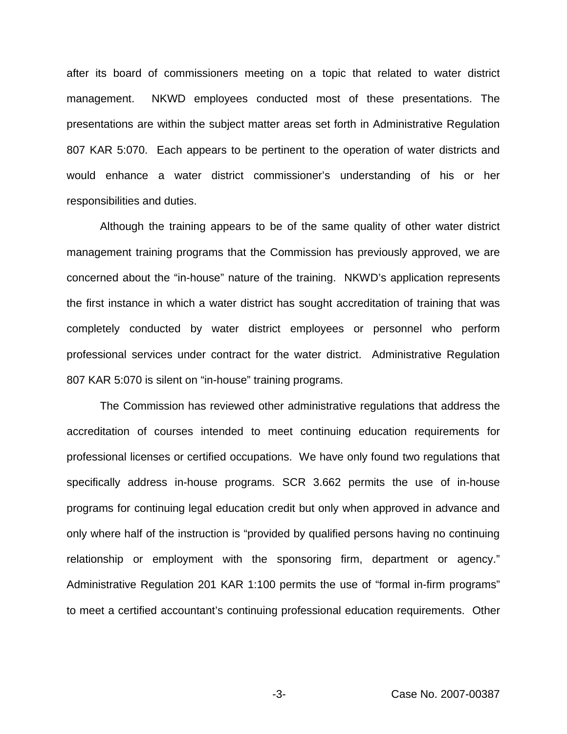after its board of commissioners meeting on a topic that related to water district management. NKWD employees conducted most of these presentations. The presentations are within the subject matter areas set forth in Administrative Regulation 807 KAR 5:070. Each appears to be pertinent to the operation of water districts and would enhance a water district commissioner's understanding of his or her responsibilities and duties.

Although the training appears to be of the same quality of other water district management training programs that the Commission has previously approved, we are concerned about the "in-house" nature of the training. NKWD's application represents the first instance in which a water district has sought accreditation of training that was completely conducted by water district employees or personnel who perform professional services under contract for the water district. Administrative Regulation 807 KAR 5:070 is silent on "in-house" training programs.

The Commission has reviewed other administrative regulations that address the accreditation of courses intended to meet continuing education requirements for professional licenses or certified occupations. We have only found two regulations that specifically address in-house programs. SCR 3.662 permits the use of in-house programs for continuing legal education credit but only when approved in advance and only where half of the instruction is "provided by qualified persons having no continuing relationship or employment with the sponsoring firm, department or agency." Administrative Regulation 201 KAR 1:100 permits the use of "formal in-firm programs" to meet a certified accountant's continuing professional education requirements. Other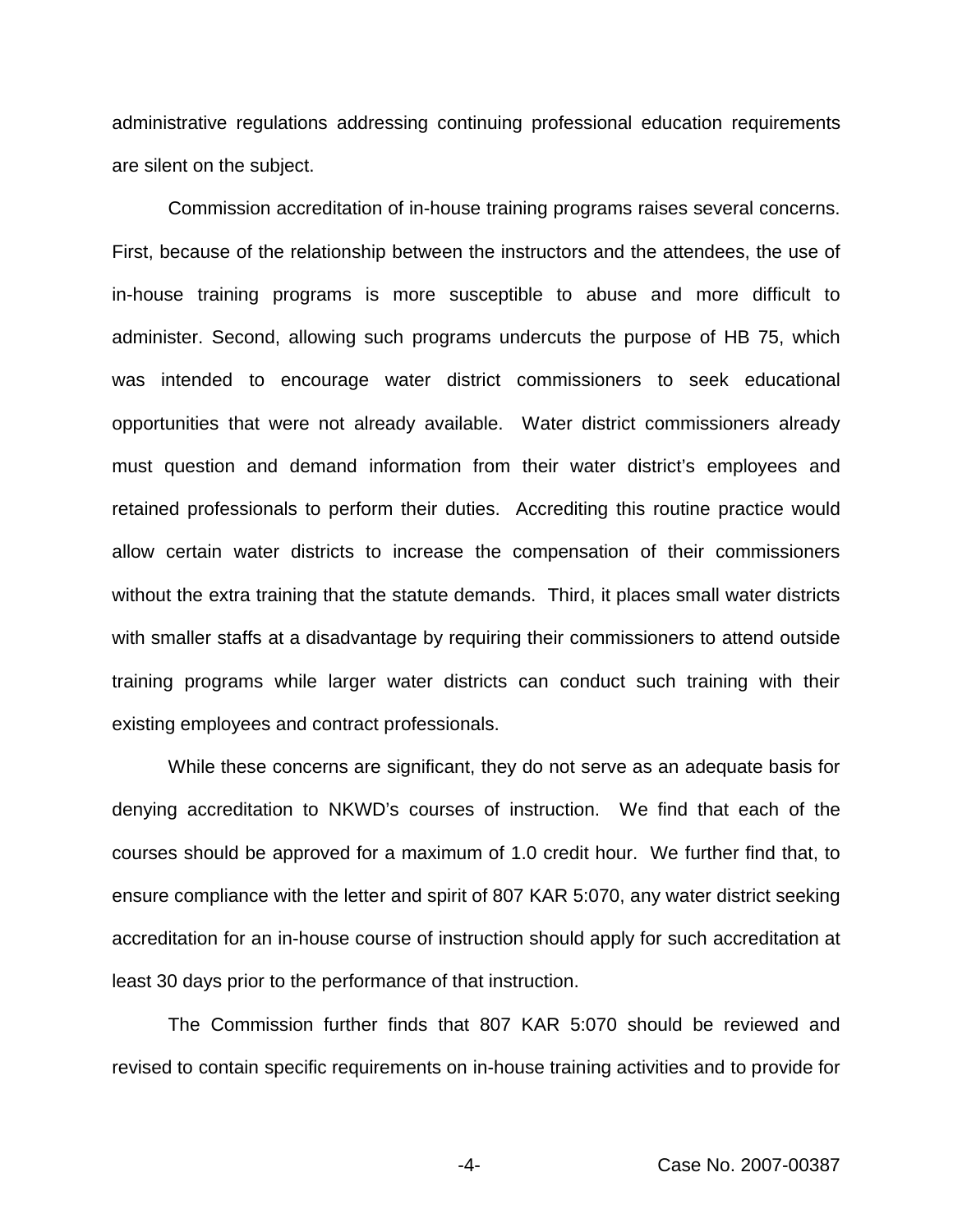administrative regulations addressing continuing professional education requirements are silent on the subject.

Commission accreditation of in-house training programs raises several concerns. First, because of the relationship between the instructors and the attendees, the use of in-house training programs is more susceptible to abuse and more difficult to administer. Second, allowing such programs undercuts the purpose of HB 75, which was intended to encourage water district commissioners to seek educational opportunities that were not already available. Water district commissioners already must question and demand information from their water district's employees and retained professionals to perform their duties. Accrediting this routine practice would allow certain water districts to increase the compensation of their commissioners without the extra training that the statute demands. Third, it places small water districts with smaller staffs at a disadvantage by requiring their commissioners to attend outside training programs while larger water districts can conduct such training with their existing employees and contract professionals.

While these concerns are significant, they do not serve as an adequate basis for denying accreditation to NKWD's courses of instruction. We find that each of the courses should be approved for a maximum of 1.0 credit hour. We further find that, to ensure compliance with the letter and spirit of 807 KAR 5:070, any water district seeking accreditation for an in-house course of instruction should apply for such accreditation at least 30 days prior to the performance of that instruction.

The Commission further finds that 807 KAR 5:070 should be reviewed and revised to contain specific requirements on in-house training activities and to provide for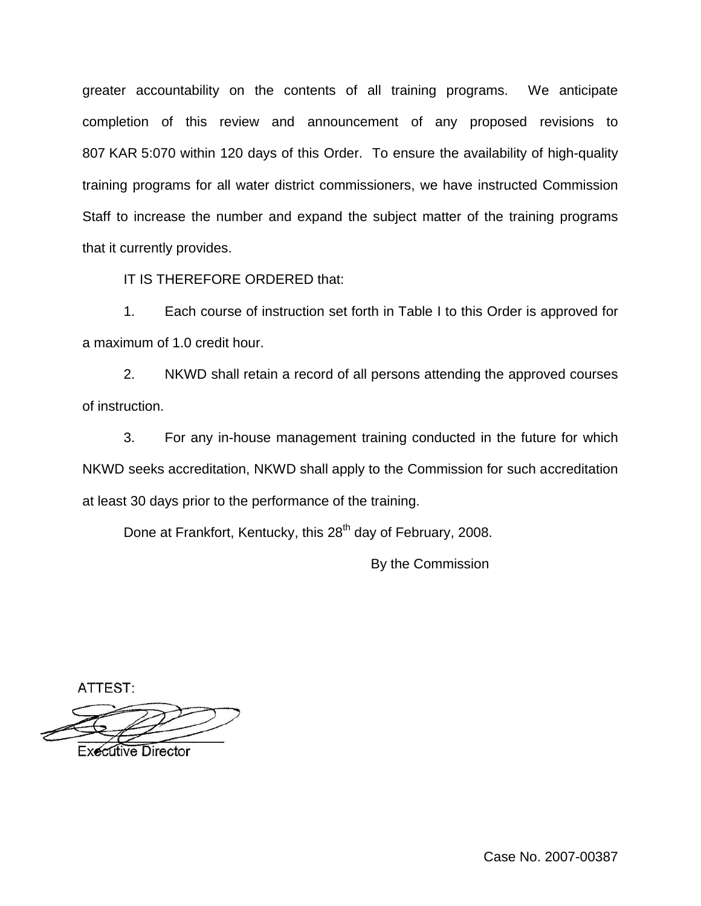greater accountability on the contents of all training programs. We anticipate completion of this review and announcement of any proposed revisions to 807 KAR 5:070 within 120 days of this Order. To ensure the availability of high-quality training programs for all water district commissioners, we have instructed Commission Staff to increase the number and expand the subject matter of the training programs that it currently provides.

IT IS THEREFORE ORDERED that:

1. Each course of instruction set forth in Table I to this Order is approved for a maximum of 1.0 credit hour.

2. NKWD shall retain a record of all persons attending the approved courses of instruction.

3. For any in-house management training conducted in the future for which NKWD seeks accreditation, NKWD shall apply to the Commission for such accreditation at least 30 days prior to the performance of the training.

Done at Frankfort, Kentucky, this 28th day of February, 2008.

By the Commission

ATTEST:

Executive Director

Case No. 2007-00387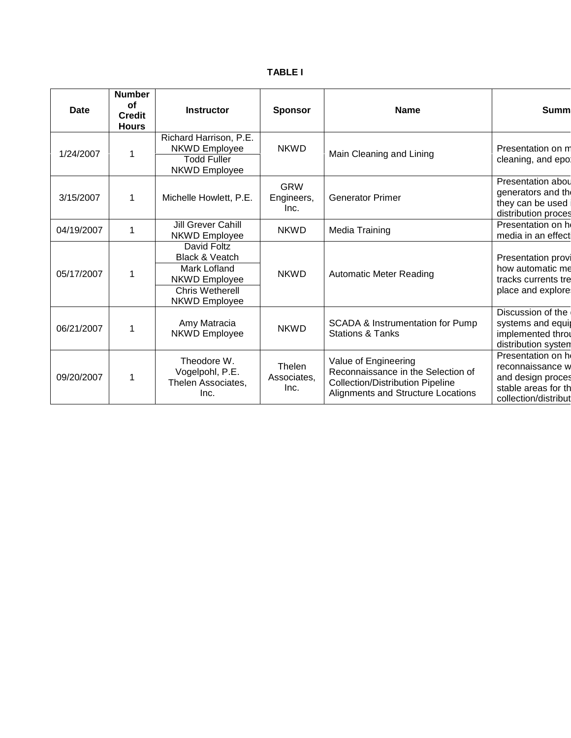**TABLE I**

| Date | Number of Credit Hours | Instructor | Sponsor | Name | Summ |
|---|---|---|---|---|---|
| 1/24/2007 | 1 | Richard Harrison, P.E. NKWD Employee<br>Todd Fuller NKWD Employee | NKWD | Main Cleaning and Lining | Presentation on m cleaning, and epo: |
| 3/15/2007 | 1 | Michelle Howlett, P.E. | GRW Engineers, Inc. | Generator Primer | Presentation abou generators and th they can be used distribution proces |
| 04/19/2007 | 1 | Jill Grever Cahill NKWD Employee | NKWD | Media Training | Presentation on h media in an effect |
| 05/17/2007 | 1 | David Foltz Black & Veatch<br>Mark Lofland NKWD Employee<br>Chris Wetherell NKWD Employee | NKWD | Automatic Meter Reading | Presentation provi how automatic me tracks currents tre place and explore: |
| 06/21/2007 | 1 | Amy Matracia NKWD Employee | NKWD | SCADA & Instrumentation for Pump Stations & Tanks | Discussion of the systems and equi implemented throu distribution system |
| 09/20/2007 | 1 | Theodore W. Vogelpohl, P.E. Thelen Associates, Inc. | Thelen Associates, Inc. | Value of Engineering Reconnaissance in the Selection of Collection/Distribution Pipeline Alignments and Structure Locations | Presentation on h reconnaissance w and design proces stable areas for th collection/distribut |